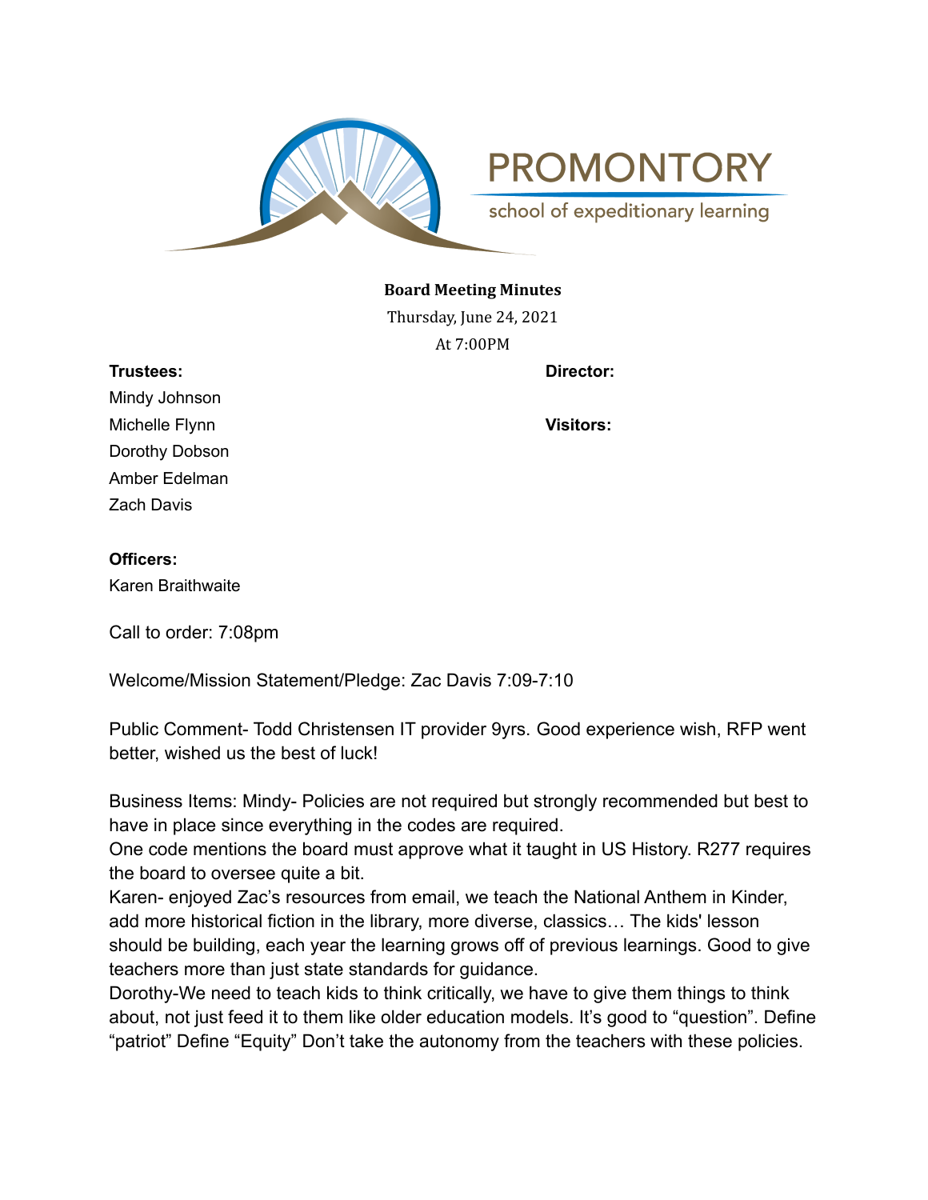PROMONTORY

school of expeditionary learning

**Board Meeting Minutes**

Thursday, June 24, 2021

At 7:00PM

**Trustees:**

Mindy Johnson

Michelle Flynn

Dorothy Dobson

Amber Edelman

Zach Davis

**Director:**

**Visitors:**

**Officers:**

Karen Braithwaite

Call to order: 7:08pm

Welcome/Mission Statement/Pledge: Zac Davis 7:09-7:10

Public Comment- Todd Christensen IT provider 9yrs. Good experience wish, RFP went better, wished us the best of luck!

Business Items: Mindy- Policies are not required but strongly recommended but best to have in place since everything in the codes are required.

One code mentions the board must approve what it taught in US History. R277 requires the board to oversee quite a bit.

Karen- enjoyed Zac's resources from email, we teach the National Anthem in Kinder, add more historical fiction in the library, more diverse, classics… The kids' lesson should be building, each year the learning grows off of previous learnings. Good to give teachers more than just state standards for guidance.

Dorothy-We need to teach kids to think critically, we have to give them things to think about, not just feed it to them like older education models. It's good to "question". Define "patriot" Define "Equity" Don't take the autonomy from the teachers with these policies.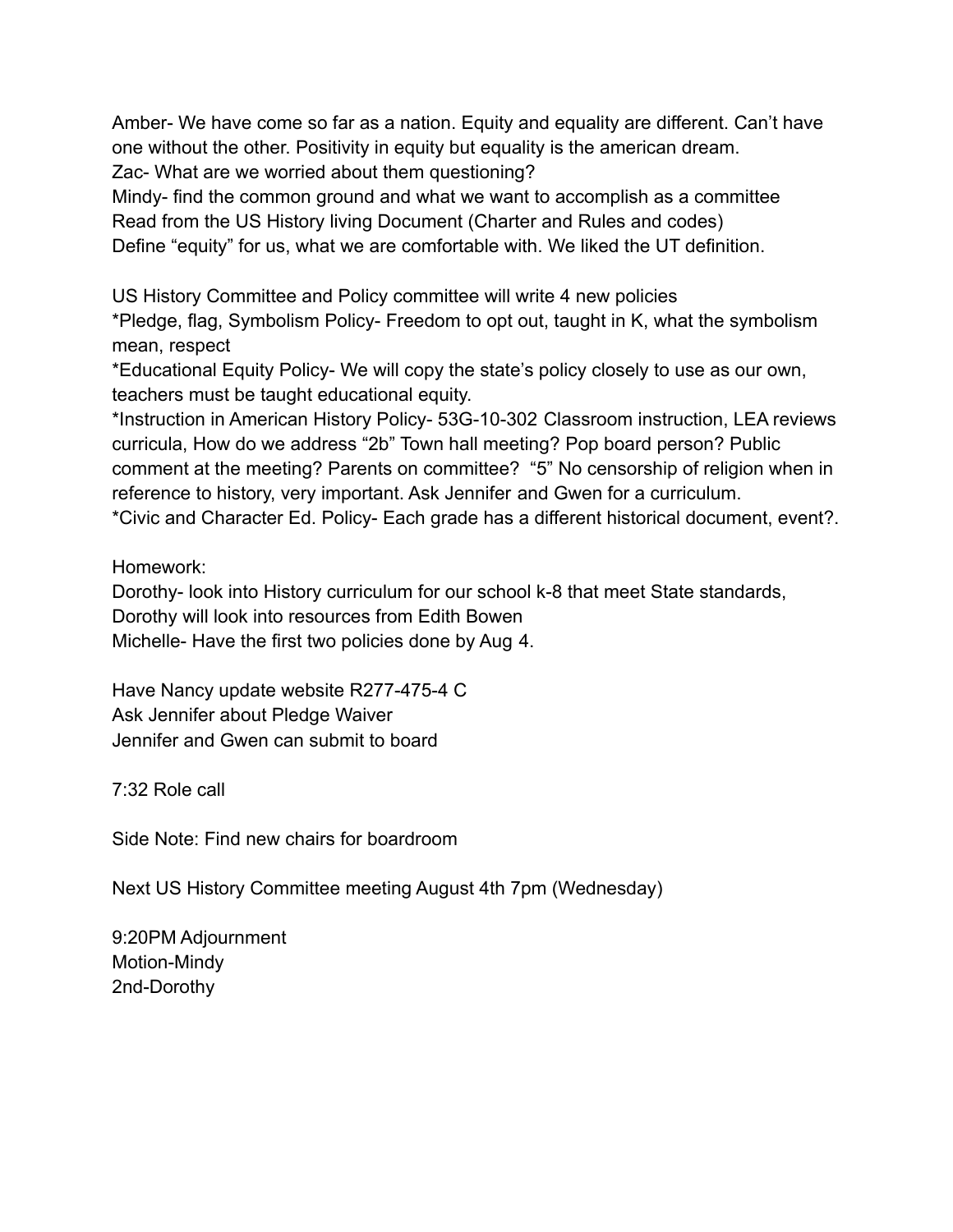Amber- We have come so far as a nation. Equity and equality are different. Can't have one without the other. Positivity in equity but equality is the american dream.
Zac- What are we worried about them questioning?
Mindy- find the common ground and what we want to accomplish as a committee
Read from the US History living Document (Charter and Rules and codes)
Define "equity" for us, what we are comfortable with. We liked the UT definition.

US History Committee and Policy committee will write 4 new policies
*Pledge, flag, Symbolism Policy- Freedom to opt out, taught in K, what the symbolism mean, respect
*Educational Equity Policy- We will copy the state's policy closely to use as our own, teachers must be taught educational equity.
*Instruction in American History Policy- 53G-10-302 Classroom instruction, LEA reviews curricula, How do we address "2b" Town hall meeting? Pop board person? Public comment at the meeting? Parents on committee? "5" No censorship of religion when in reference to history, very important. Ask Jennifer and Gwen for a curriculum.
*Civic and Character Ed. Policy- Each grade has a different historical document, event?.

Homework:
Dorothy- look into History curriculum for our school k-8 that meet State standards, Dorothy will look into resources from Edith Bowen
Michelle- Have the first two policies done by Aug 4.

Have Nancy update website R277-475-4 C
Ask Jennifer about Pledge Waiver
Jennifer and Gwen can submit to board

7:32 Role call

Side Note: Find new chairs for boardroom

Next US History Committee meeting August 4th 7pm (Wednesday)

9:20PM Adjournment
Motion-Mindy
2nd-Dorothy